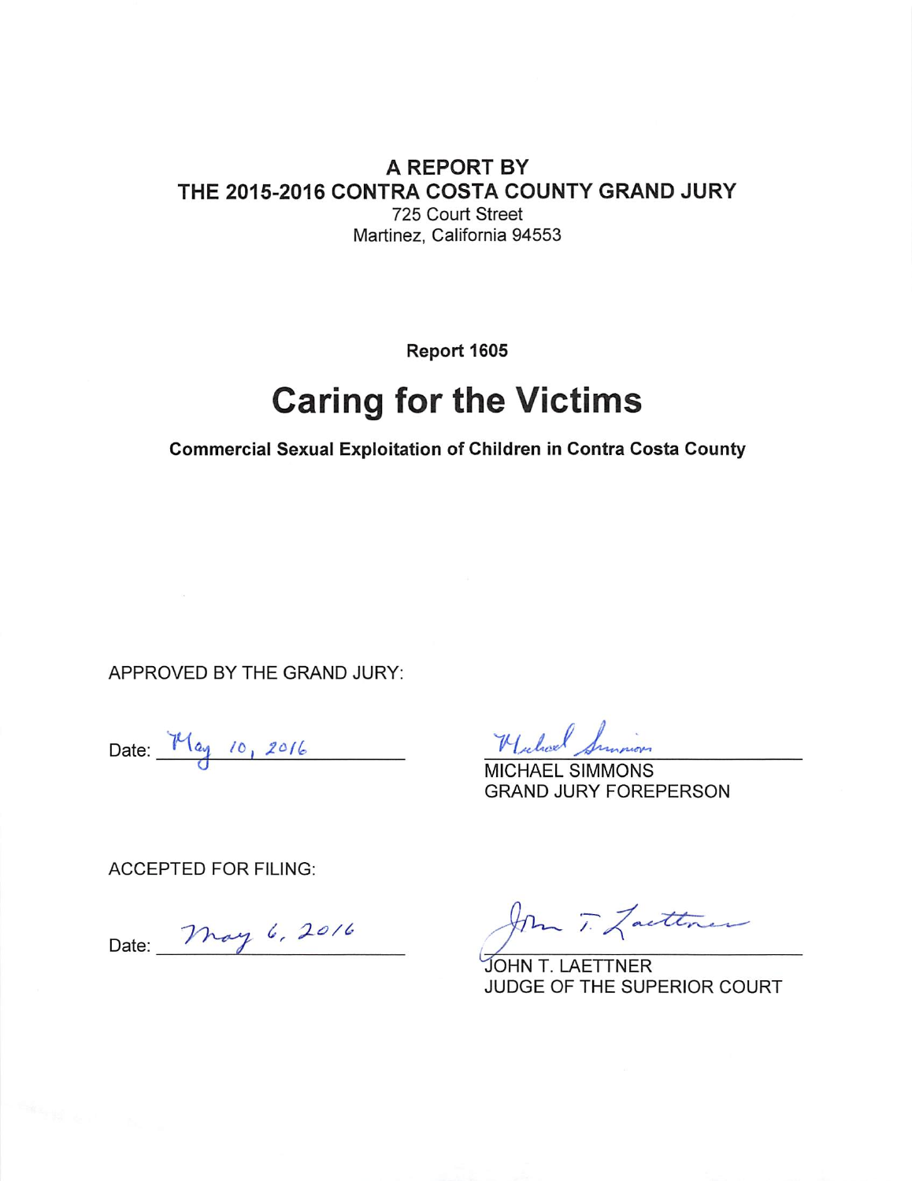**A REPORT BY**
**THE 2015-2016 CONTRA COSTA COUNTY GRAND JURY**
725 Court Street
Martinez, California 94553

**Report 1605**

# Caring for the Victims

**Commercial Sexual Exploitation of Children in Contra Costa County**

APPROVED BY THE GRAND JURY:

Date: May 10, 2016

Michael Simmons
MICHAEL SIMMONS
GRAND JURY FOREPERSON

ACCEPTED FOR FILING:

Date: May 6, 2016

John T. Laettner
JOHN T. LAETTNER
JUDGE OF THE SUPERIOR COURT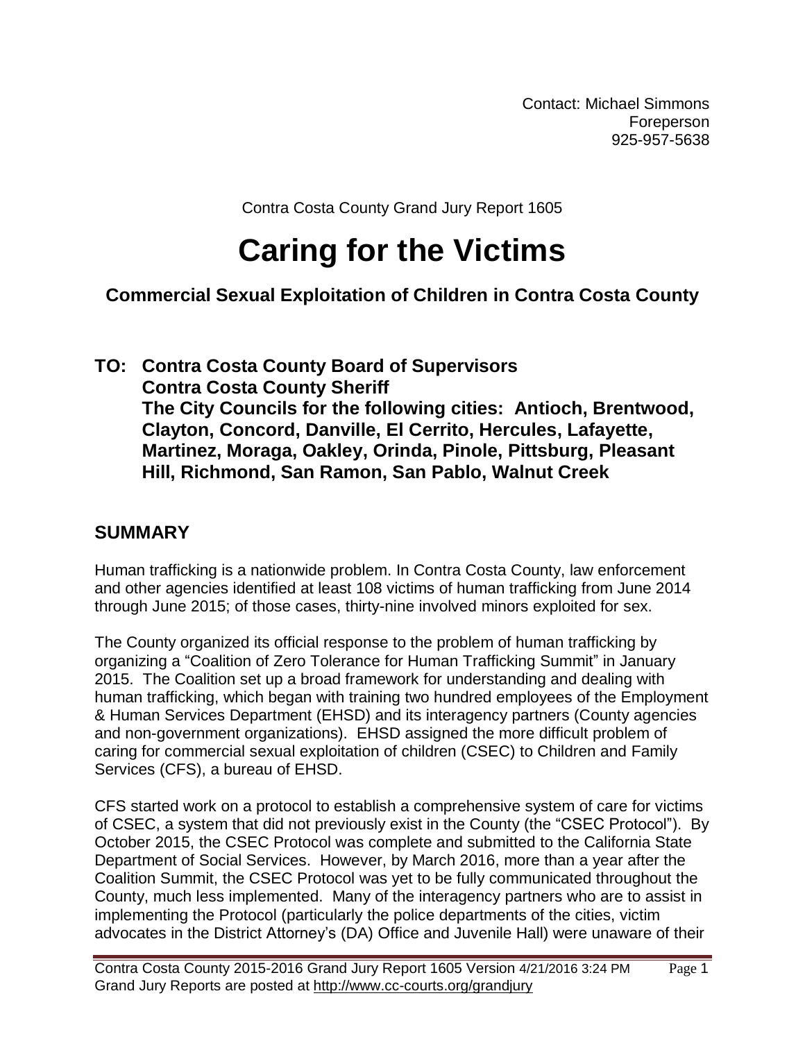Contact: Michael Simmons
Foreperson
925-957-5638

Contra Costa County Grand Jury Report 1605

# Caring for the Victims

## Commercial Sexual Exploitation of Children in Contra Costa County

**TO: Contra Costa County Board of Supervisors**
**Contra Costa County Sheriff**
**The City Councils for the following cities: Antioch, Brentwood, Clayton, Concord, Danville, El Cerrito, Hercules, Lafayette, Martinez, Moraga, Oakley, Orinda, Pinole, Pittsburg, Pleasant Hill, Richmond, San Ramon, San Pablo, Walnut Creek**

## SUMMARY

Human trafficking is a nationwide problem. In Contra Costa County, law enforcement and other agencies identified at least 108 victims of human trafficking from June 2014 through June 2015; of those cases, thirty-nine involved minors exploited for sex.

The County organized its official response to the problem of human trafficking by organizing a "Coalition of Zero Tolerance for Human Trafficking Summit" in January 2015. The Coalition set up a broad framework for understanding and dealing with human trafficking, which began with training two hundred employees of the Employment & Human Services Department (EHSD) and its interagency partners (County agencies and non-government organizations). EHSD assigned the more difficult problem of caring for commercial sexual exploitation of children (CSEC) to Children and Family Services (CFS), a bureau of EHSD.

CFS started work on a protocol to establish a comprehensive system of care for victims of CSEC, a system that did not previously exist in the County (the "CSEC Protocol"). By October 2015, the CSEC Protocol was complete and submitted to the California State Department of Social Services. However, by March 2016, more than a year after the Coalition Summit, the CSEC Protocol was yet to be fully communicated throughout the County, much less implemented. Many of the interagency partners who are to assist in implementing the Protocol (particularly the police departments of the cities, victim advocates in the District Attorney's (DA) Office and Juvenile Hall) were unaware of their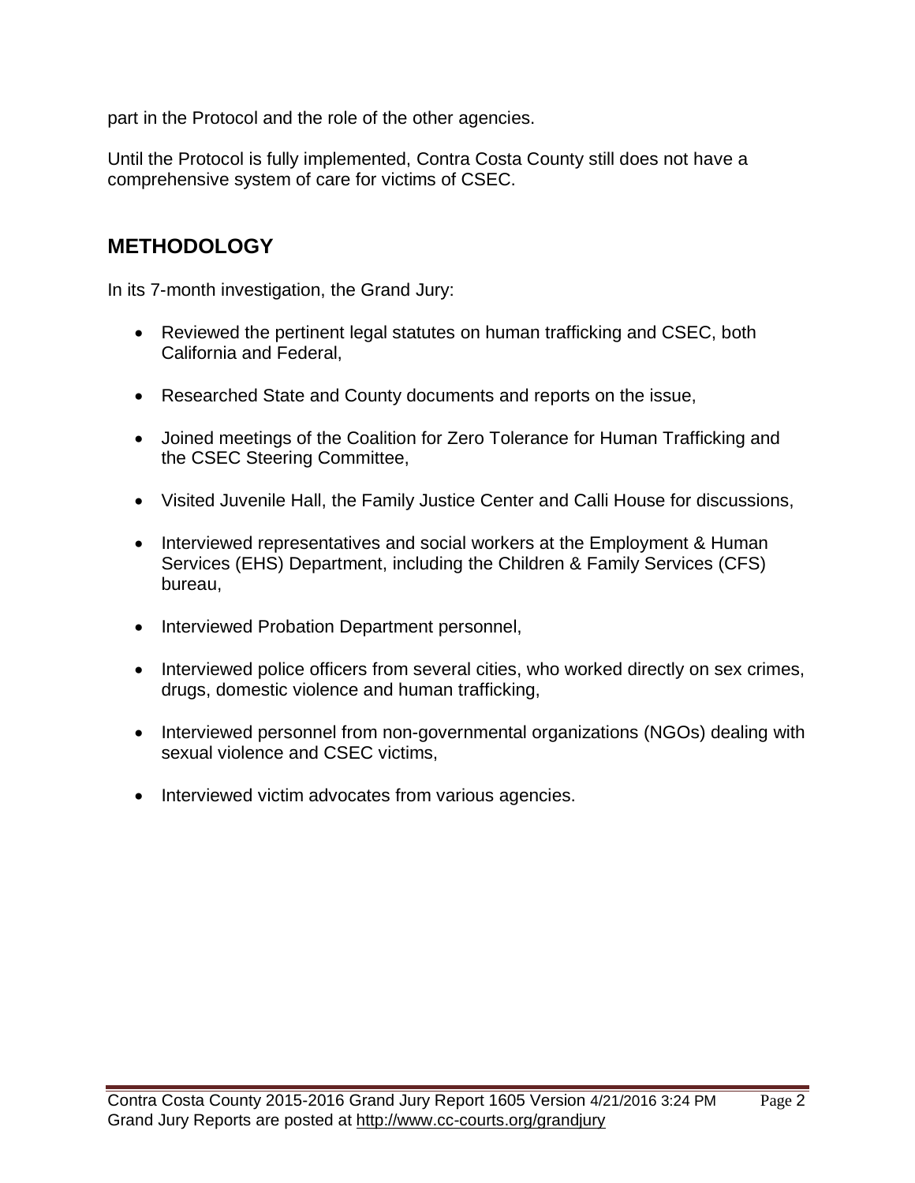part in the Protocol and the role of the other agencies.

Until the Protocol is fully implemented, Contra Costa County still does not have a comprehensive system of care for victims of CSEC.

## METHODOLOGY

In its 7-month investigation, the Grand Jury:

- Reviewed the pertinent legal statutes on human trafficking and CSEC, both California and Federal,
- Researched State and County documents and reports on the issue,
- Joined meetings of the Coalition for Zero Tolerance for Human Trafficking and the CSEC Steering Committee,
- Visited Juvenile Hall, the Family Justice Center and Calli House for discussions,
- Interviewed representatives and social workers at the Employment & Human Services (EHS) Department, including the Children & Family Services (CFS) bureau,
- Interviewed Probation Department personnel,
- Interviewed police officers from several cities, who worked directly on sex crimes, drugs, domestic violence and human trafficking,
- Interviewed personnel from non-governmental organizations (NGOs) dealing with sexual violence and CSEC victims,
- Interviewed victim advocates from various agencies.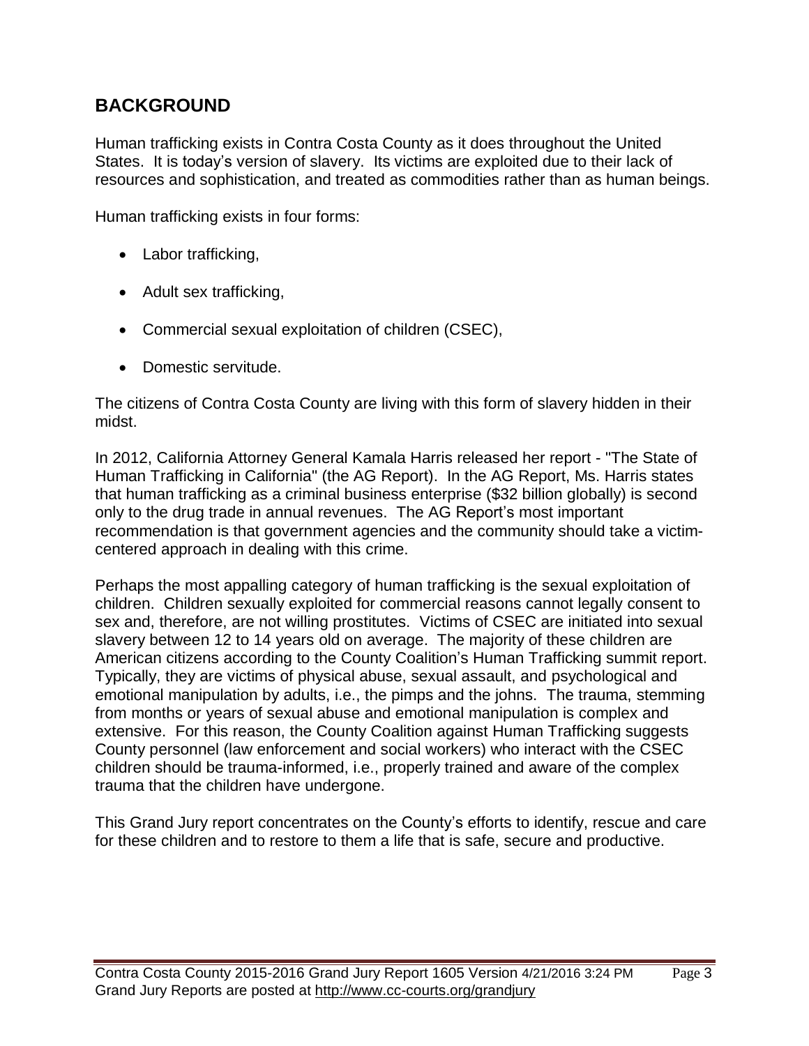## BACKGROUND

Human trafficking exists in Contra Costa County as it does throughout the United States. It is today's version of slavery. Its victims are exploited due to their lack of resources and sophistication, and treated as commodities rather than as human beings.

Human trafficking exists in four forms:

- Labor trafficking,
- Adult sex trafficking,
- Commercial sexual exploitation of children (CSEC),
- Domestic servitude.

The citizens of Contra Costa County are living with this form of slavery hidden in their midst.

In 2012, California Attorney General Kamala Harris released her report - "The State of Human Trafficking in California" (the AG Report). In the AG Report, Ms. Harris states that human trafficking as a criminal business enterprise ($32 billion globally) is second only to the drug trade in annual revenues. The AG Report's most important recommendation is that government agencies and the community should take a victim-centered approach in dealing with this crime.

Perhaps the most appalling category of human trafficking is the sexual exploitation of children. Children sexually exploited for commercial reasons cannot legally consent to sex and, therefore, are not willing prostitutes. Victims of CSEC are initiated into sexual slavery between 12 to 14 years old on average. The majority of these children are American citizens according to the County Coalition's Human Trafficking summit report. Typically, they are victims of physical abuse, sexual assault, and psychological and emotional manipulation by adults, i.e., the pimps and the johns. The trauma, stemming from months or years of sexual abuse and emotional manipulation is complex and extensive. For this reason, the County Coalition against Human Trafficking suggests County personnel (law enforcement and social workers) who interact with the CSEC children should be trauma-informed, i.e., properly trained and aware of the complex trauma that the children have undergone.

This Grand Jury report concentrates on the County's efforts to identify, rescue and care for these children and to restore to them a life that is safe, secure and productive.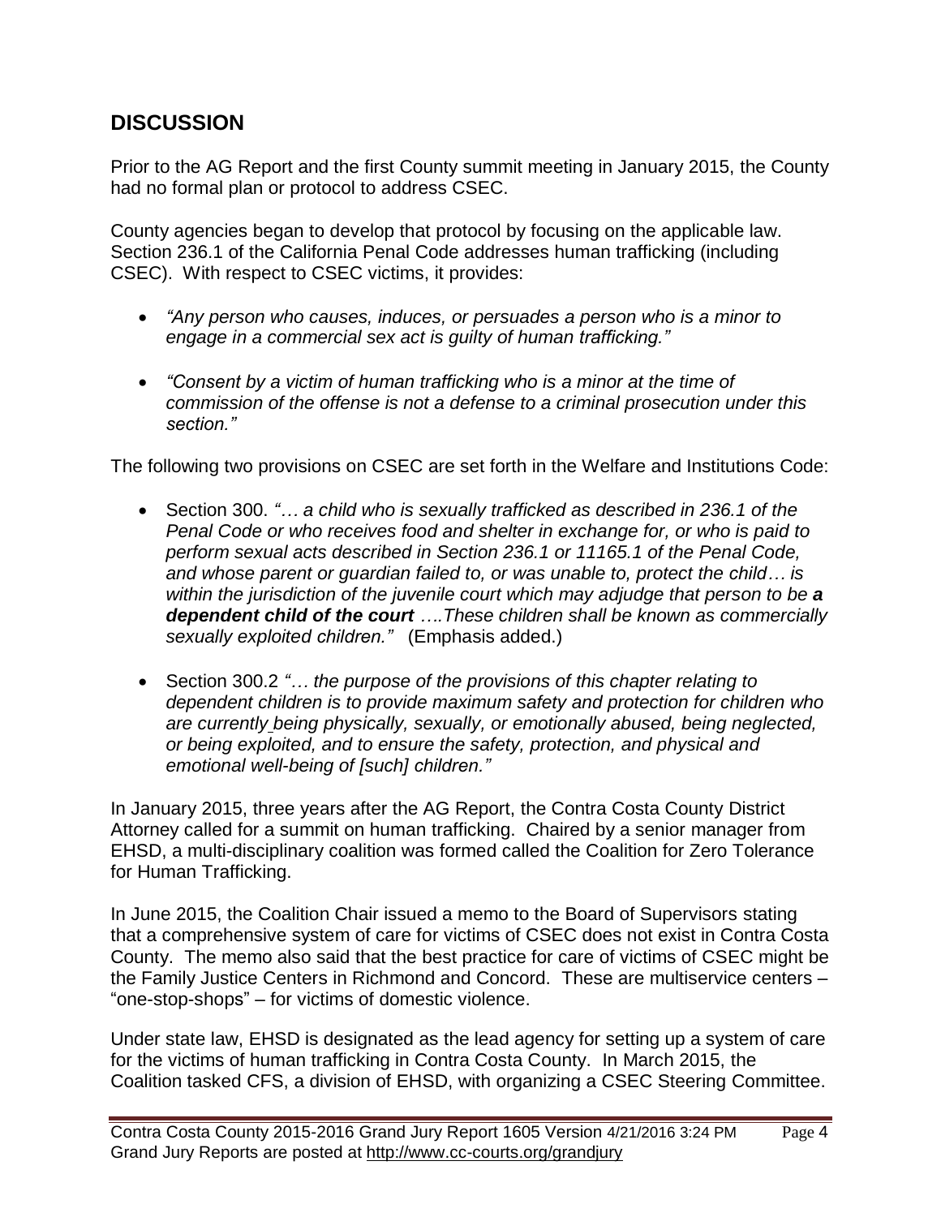## DISCUSSION

Prior to the AG Report and the first County summit meeting in January 2015, the County had no formal plan or protocol to address CSEC.

County agencies began to develop that protocol by focusing on the applicable law. Section 236.1 of the California Penal Code addresses human trafficking (including CSEC). With respect to CSEC victims, it provides:

- *"Any person who causes, induces, or persuades a person who is a minor to engage in a commercial sex act is guilty of human trafficking."*
- *"Consent by a victim of human trafficking who is a minor at the time of commission of the offense is not a defense to a criminal prosecution under this section."*

The following two provisions on CSEC are set forth in the Welfare and Institutions Code:

- Section 300. *"… a child who is sexually trafficked as described in 236.1 of the Penal Code or who receives food and shelter in exchange for, or who is paid to perform sexual acts described in Section 236.1 or 11165.1 of the Penal Code, and whose parent or guardian failed to, or was unable to, protect the child… is within the jurisdiction of the juvenile court which may adjudge that person to be **a dependent child of the court** ….These children shall be known as commercially sexually exploited children."* (Emphasis added.)
- Section 300.2 *"… the purpose of the provisions of this chapter relating to dependent children is to provide maximum safety and protection for children who are currently being physically, sexually, or emotionally abused, being neglected, or being exploited, and to ensure the safety, protection, and physical and emotional well-being of [such] children."*

In January 2015, three years after the AG Report, the Contra Costa County District Attorney called for a summit on human trafficking. Chaired by a senior manager from EHSD, a multi-disciplinary coalition was formed called the Coalition for Zero Tolerance for Human Trafficking.

In June 2015, the Coalition Chair issued a memo to the Board of Supervisors stating that a comprehensive system of care for victims of CSEC does not exist in Contra Costa County. The memo also said that the best practice for care of victims of CSEC might be the Family Justice Centers in Richmond and Concord. These are multiservice centers – "one-stop-shops" – for victims of domestic violence.

Under state law, EHSD is designated as the lead agency for setting up a system of care for the victims of human trafficking in Contra Costa County. In March 2015, the Coalition tasked CFS, a division of EHSD, with organizing a CSEC Steering Committee.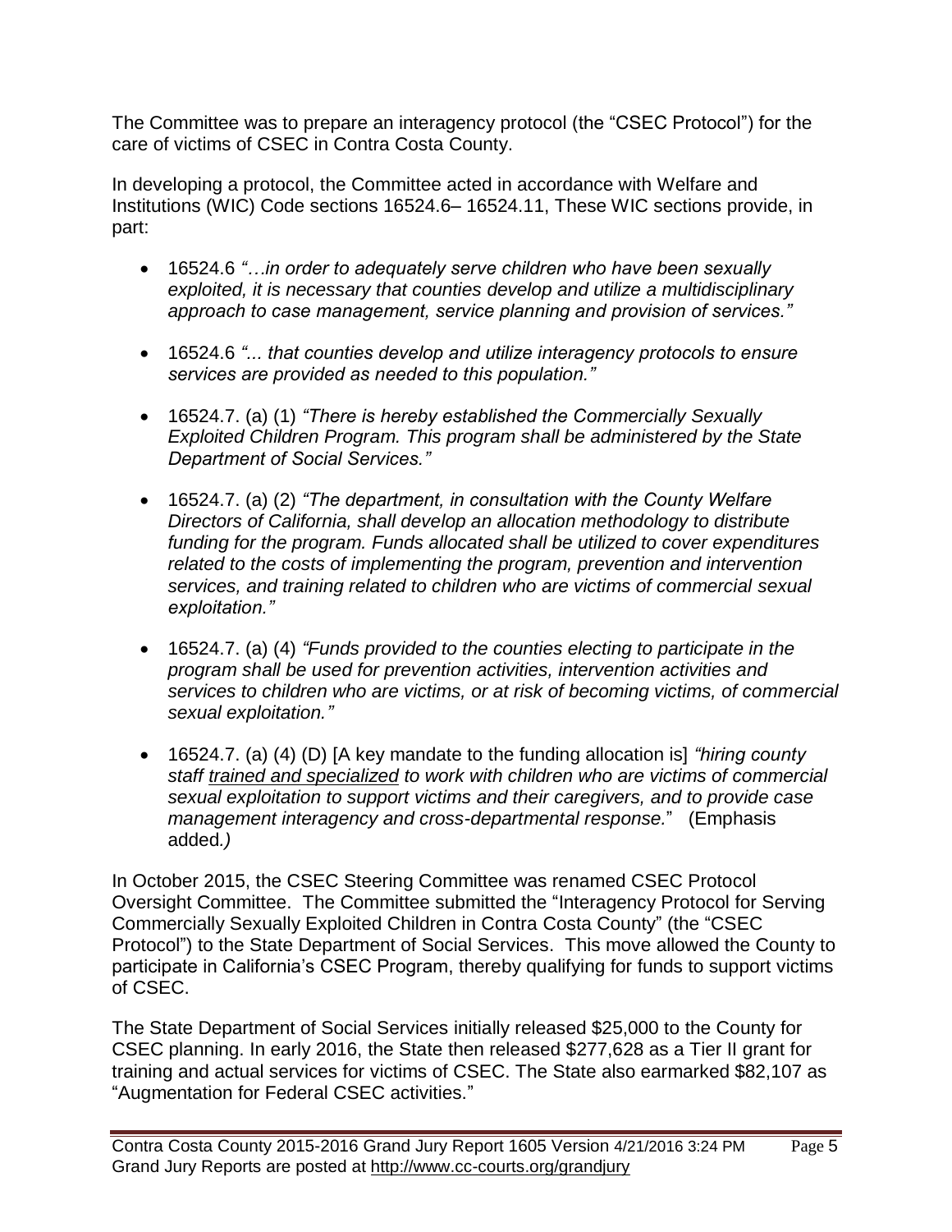The Committee was to prepare an interagency protocol (the "CSEC Protocol") for the care of victims of CSEC in Contra Costa County.

In developing a protocol, the Committee acted in accordance with Welfare and Institutions (WIC) Code sections 16524.6– 16524.11, These WIC sections provide, in part:

- 16524.6 *"…in order to adequately serve children who have been sexually exploited, it is necessary that counties develop and utilize a multidisciplinary approach to case management, service planning and provision of services."*
- 16524.6 *"... that counties develop and utilize interagency protocols to ensure services are provided as needed to this population."*
- 16524.7. (a) (1) *"There is hereby established the Commercially Sexually Exploited Children Program. This program shall be administered by the State Department of Social Services."*
- 16524.7. (a) (2) *"The department, in consultation with the County Welfare Directors of California, shall develop an allocation methodology to distribute funding for the program. Funds allocated shall be utilized to cover expenditures related to the costs of implementing the program, prevention and intervention services, and training related to children who are victims of commercial sexual exploitation."*
- 16524.7. (a) (4) *"Funds provided to the counties electing to participate in the program shall be used for prevention activities, intervention activities and services to children who are victims, or at risk of becoming victims, of commercial sexual exploitation."*
- 16524.7. (a) (4) (D) [A key mandate to the funding allocation is] *"hiring county staff <u>trained and specialized</u> to work with children who are victims of commercial sexual exploitation to support victims and their caregivers, and to provide case management interagency and cross-departmental response.*" (Emphasis added*.)*

In October 2015, the CSEC Steering Committee was renamed CSEC Protocol Oversight Committee. The Committee submitted the "Interagency Protocol for Serving Commercially Sexually Exploited Children in Contra Costa County" (the "CSEC Protocol") to the State Department of Social Services. This move allowed the County to participate in California's CSEC Program, thereby qualifying for funds to support victims of CSEC.

The State Department of Social Services initially released $25,000 to the County for CSEC planning. In early 2016, the State then released $277,628 as a Tier II grant for training and actual services for victims of CSEC. The State also earmarked $82,107 as "Augmentation for Federal CSEC activities."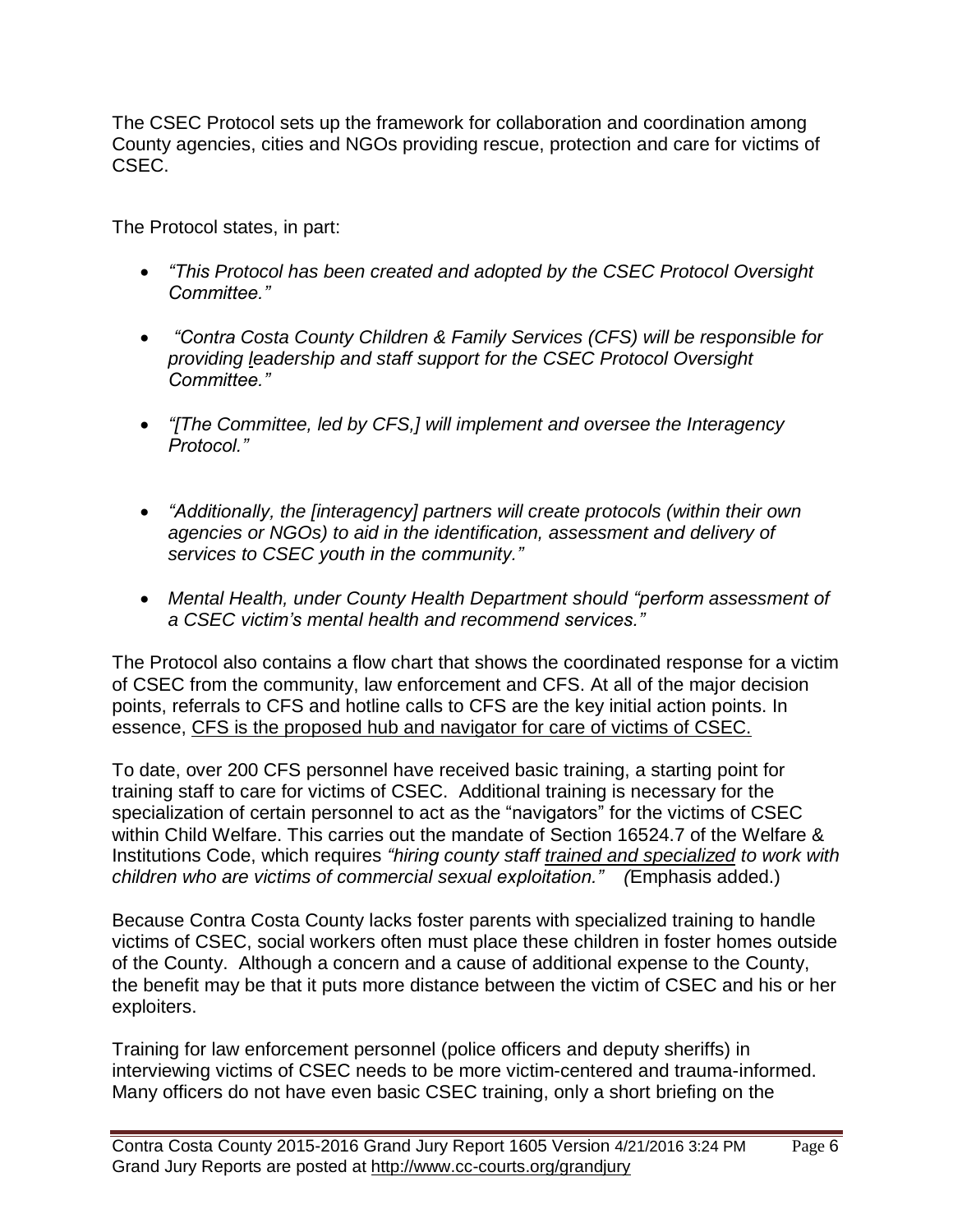The CSEC Protocol sets up the framework for collaboration and coordination among County agencies, cities and NGOs providing rescue, protection and care for victims of CSEC.

The Protocol states, in part:

- *"This Protocol has been created and adopted by the CSEC Protocol Oversight Committee."*
- *"Contra Costa County Children & Family Services (CFS) will be responsible for providing leadership and staff support for the CSEC Protocol Oversight Committee."*
- *"[The Committee, led by CFS,] will implement and oversee the Interagency Protocol."*
- *"Additionally, the [interagency] partners will create protocols (within their own agencies or NGOs) to aid in the identification, assessment and delivery of services to CSEC youth in the community."*
- *Mental Health, under County Health Department should "perform assessment of a CSEC victim's mental health and recommend services."*

The Protocol also contains a flow chart that shows the coordinated response for a victim of CSEC from the community, law enforcement and CFS. At all of the major decision points, referrals to CFS and hotline calls to CFS are the key initial action points. In essence, <u>CFS is the proposed hub and navigator for care of victims of CSEC.</u>

To date, over 200 CFS personnel have received basic training, a starting point for training staff to care for victims of CSEC. Additional training is necessary for the specialization of certain personnel to act as the "navigators" for the victims of CSEC within Child Welfare. This carries out the mandate of Section 16524.7 of the Welfare & Institutions Code, which requires *"hiring county staff <u>trained and specialized</u> to work with children who are victims of commercial sexual exploitation."* (Emphasis added.)

Because Contra Costa County lacks foster parents with specialized training to handle victims of CSEC, social workers often must place these children in foster homes outside of the County. Although a concern and a cause of additional expense to the County, the benefit may be that it puts more distance between the victim of CSEC and his or her exploiters.

Training for law enforcement personnel (police officers and deputy sheriffs) in interviewing victims of CSEC needs to be more victim-centered and trauma-informed. Many officers do not have even basic CSEC training, only a short briefing on the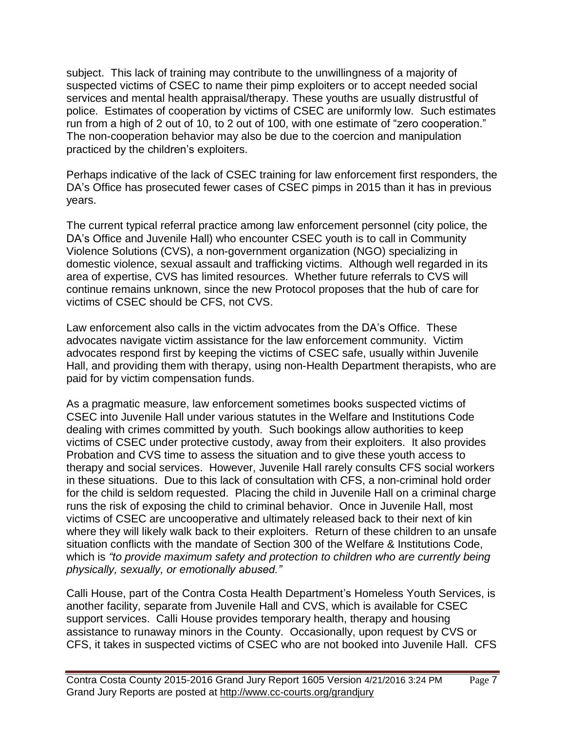subject. This lack of training may contribute to the unwillingness of a majority of suspected victims of CSEC to name their pimp exploiters or to accept needed social services and mental health appraisal/therapy. These youths are usually distrustful of police. Estimates of cooperation by victims of CSEC are uniformly low. Such estimates run from a high of 2 out of 10, to 2 out of 100, with one estimate of "zero cooperation." The non-cooperation behavior may also be due to the coercion and manipulation practiced by the children's exploiters.

Perhaps indicative of the lack of CSEC training for law enforcement first responders, the DA's Office has prosecuted fewer cases of CSEC pimps in 2015 than it has in previous years.

The current typical referral practice among law enforcement personnel (city police, the DA's Office and Juvenile Hall) who encounter CSEC youth is to call in Community Violence Solutions (CVS), a non-government organization (NGO) specializing in domestic violence, sexual assault and trafficking victims. Although well regarded in its area of expertise, CVS has limited resources. Whether future referrals to CVS will continue remains unknown, since the new Protocol proposes that the hub of care for victims of CSEC should be CFS, not CVS.

Law enforcement also calls in the victim advocates from the DA's Office. These advocates navigate victim assistance for the law enforcement community. Victim advocates respond first by keeping the victims of CSEC safe, usually within Juvenile Hall, and providing them with therapy, using non-Health Department therapists, who are paid for by victim compensation funds.

As a pragmatic measure, law enforcement sometimes books suspected victims of CSEC into Juvenile Hall under various statutes in the Welfare and Institutions Code dealing with crimes committed by youth. Such bookings allow authorities to keep victims of CSEC under protective custody, away from their exploiters. It also provides Probation and CVS time to assess the situation and to give these youth access to therapy and social services. However, Juvenile Hall rarely consults CFS social workers in these situations. Due to this lack of consultation with CFS, a non-criminal hold order for the child is seldom requested. Placing the child in Juvenile Hall on a criminal charge runs the risk of exposing the child to criminal behavior. Once in Juvenile Hall, most victims of CSEC are uncooperative and ultimately released back to their next of kin where they will likely walk back to their exploiters. Return of these children to an unsafe situation conflicts with the mandate of Section 300 of the Welfare & Institutions Code, which is *"to provide maximum safety and protection to children who are currently being physically, sexually, or emotionally abused."*

Calli House, part of the Contra Costa Health Department's Homeless Youth Services, is another facility, separate from Juvenile Hall and CVS, which is available for CSEC support services. Calli House provides temporary health, therapy and housing assistance to runaway minors in the County. Occasionally, upon request by CVS or CFS, it takes in suspected victims of CSEC who are not booked into Juvenile Hall. CFS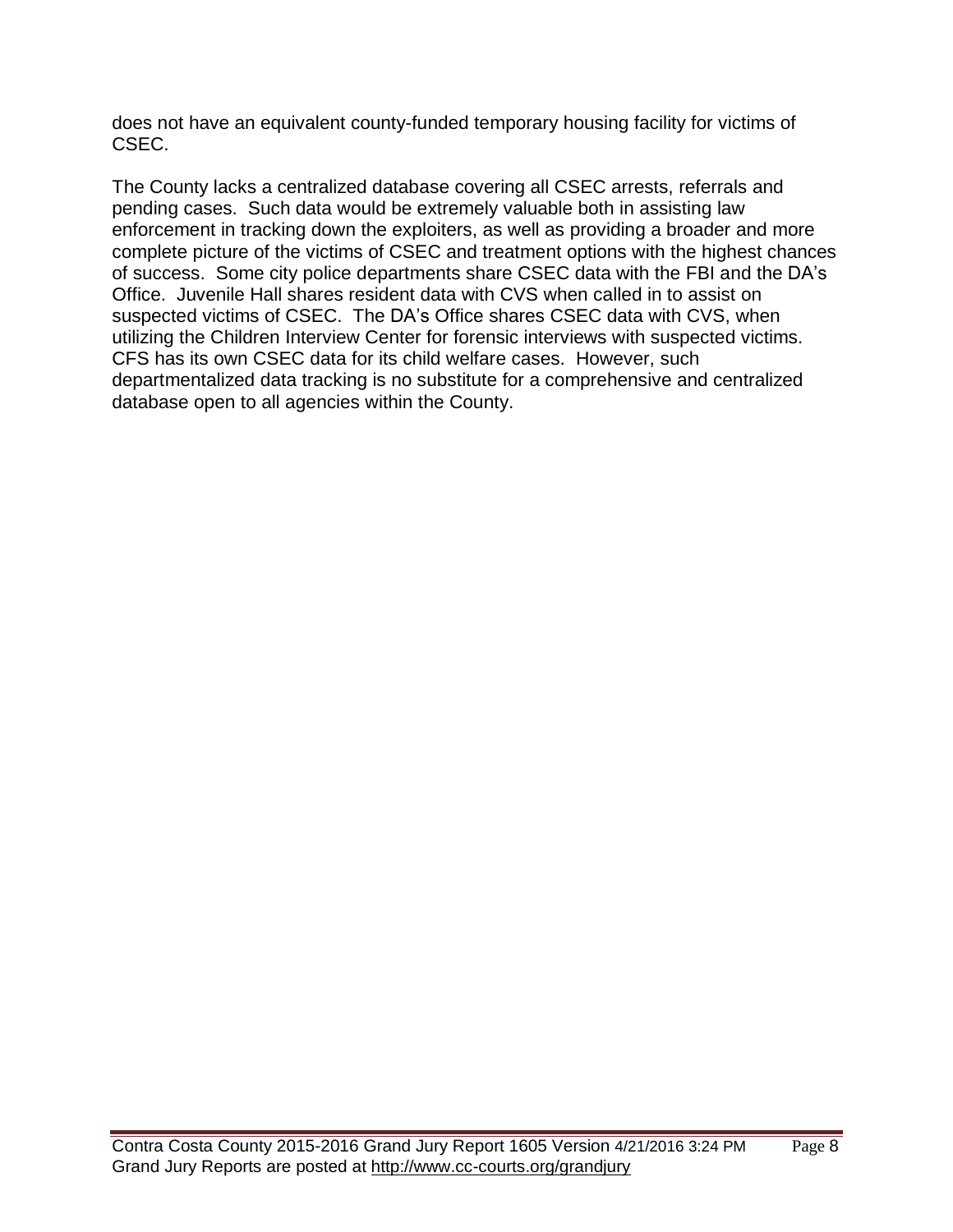does not have an equivalent county-funded temporary housing facility for victims of CSEC.

The County lacks a centralized database covering all CSEC arrests, referrals and pending cases. Such data would be extremely valuable both in assisting law enforcement in tracking down the exploiters, as well as providing a broader and more complete picture of the victims of CSEC and treatment options with the highest chances of success. Some city police departments share CSEC data with the FBI and the DA's Office. Juvenile Hall shares resident data with CVS when called in to assist on suspected victims of CSEC. The DA's Office shares CSEC data with CVS, when utilizing the Children Interview Center for forensic interviews with suspected victims. CFS has its own CSEC data for its child welfare cases. However, such departmentalized data tracking is no substitute for a comprehensive and centralized database open to all agencies within the County.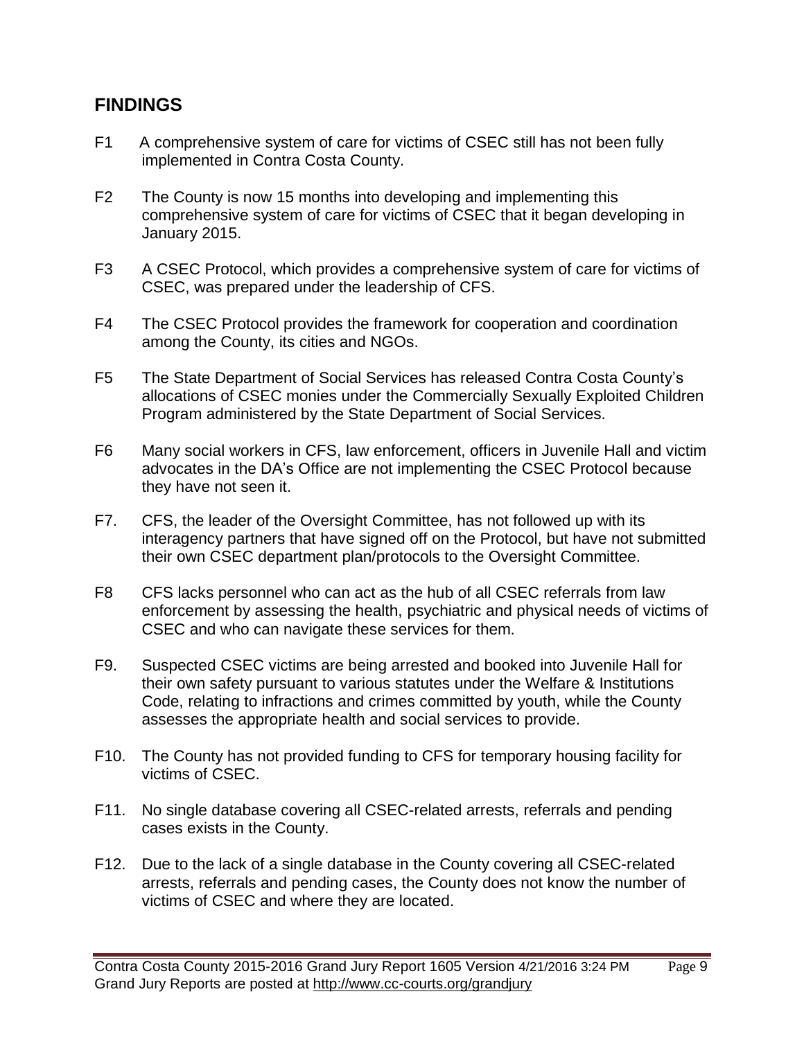## FINDINGS

F1 A comprehensive system of care for victims of CSEC still has not been fully implemented in Contra Costa County.

F2 The County is now 15 months into developing and implementing this comprehensive system of care for victims of CSEC that it began developing in January 2015.

F3 A CSEC Protocol, which provides a comprehensive system of care for victims of CSEC, was prepared under the leadership of CFS.

F4 The CSEC Protocol provides the framework for cooperation and coordination among the County, its cities and NGOs.

F5 The State Department of Social Services has released Contra Costa County's allocations of CSEC monies under the Commercially Sexually Exploited Children Program administered by the State Department of Social Services.

F6 Many social workers in CFS, law enforcement, officers in Juvenile Hall and victim advocates in the DA's Office are not implementing the CSEC Protocol because they have not seen it.

F7. CFS, the leader of the Oversight Committee, has not followed up with its interagency partners that have signed off on the Protocol, but have not submitted their own CSEC department plan/protocols to the Oversight Committee.

F8 CFS lacks personnel who can act as the hub of all CSEC referrals from law enforcement by assessing the health, psychiatric and physical needs of victims of CSEC and who can navigate these services for them.

F9. Suspected CSEC victims are being arrested and booked into Juvenile Hall for their own safety pursuant to various statutes under the Welfare & Institutions Code, relating to infractions and crimes committed by youth, while the County assesses the appropriate health and social services to provide.

F10. The County has not provided funding to CFS for temporary housing facility for victims of CSEC.

F11. No single database covering all CSEC-related arrests, referrals and pending cases exists in the County.

F12. Due to the lack of a single database in the County covering all CSEC-related arrests, referrals and pending cases, the County does not know the number of victims of CSEC and where they are located.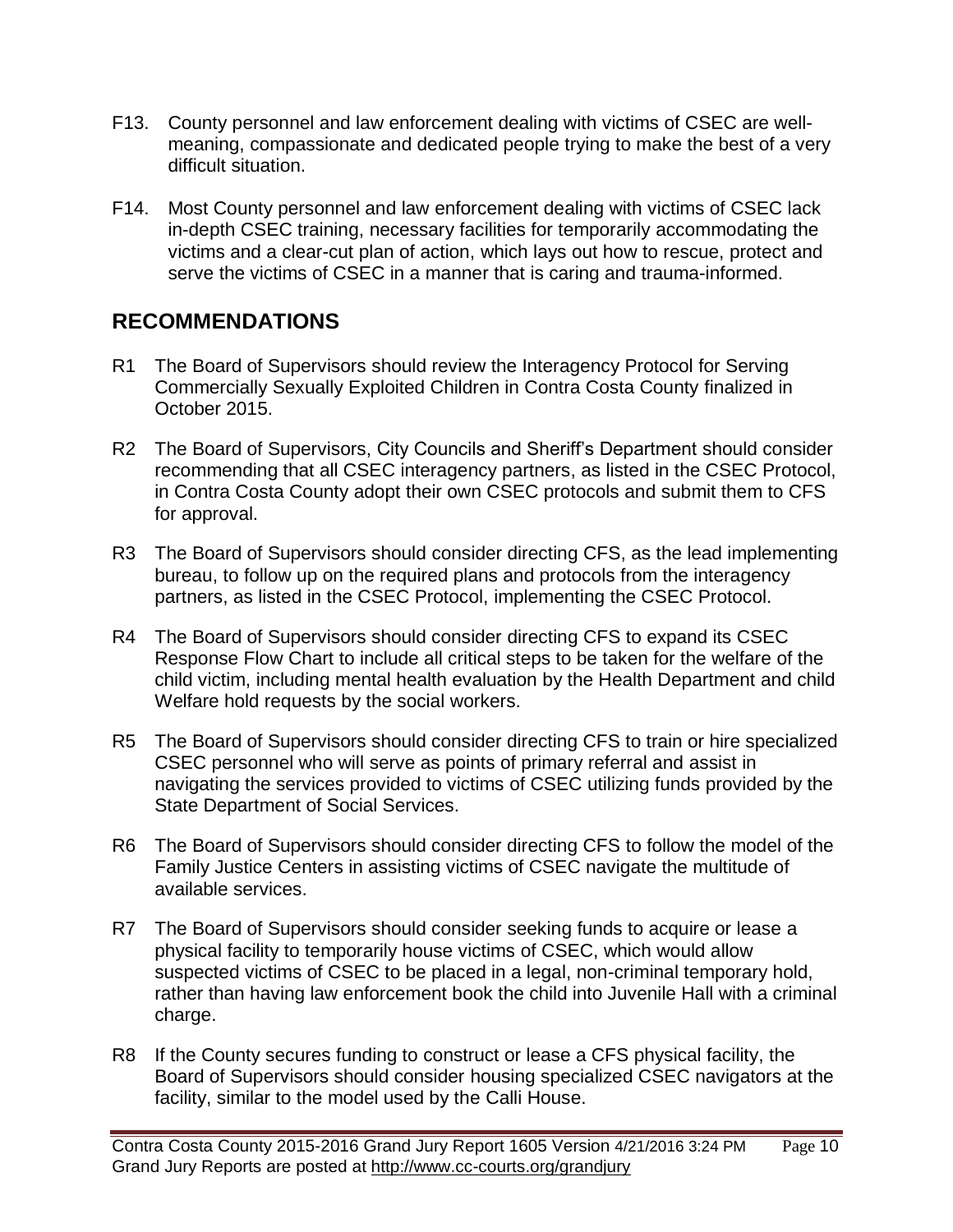F13. County personnel and law enforcement dealing with victims of CSEC are well-meaning, compassionate and dedicated people trying to make the best of a very difficult situation.

F14. Most County personnel and law enforcement dealing with victims of CSEC lack in-depth CSEC training, necessary facilities for temporarily accommodating the victims and a clear-cut plan of action, which lays out how to rescue, protect and serve the victims of CSEC in a manner that is caring and trauma-informed.

## RECOMMENDATIONS

R1 The Board of Supervisors should review the Interagency Protocol for Serving Commercially Sexually Exploited Children in Contra Costa County finalized in October 2015.

R2 The Board of Supervisors, City Councils and Sheriff's Department should consider recommending that all CSEC interagency partners, as listed in the CSEC Protocol, in Contra Costa County adopt their own CSEC protocols and submit them to CFS for approval.

R3 The Board of Supervisors should consider directing CFS, as the lead implementing bureau, to follow up on the required plans and protocols from the interagency partners, as listed in the CSEC Protocol, implementing the CSEC Protocol.

R4 The Board of Supervisors should consider directing CFS to expand its CSEC Response Flow Chart to include all critical steps to be taken for the welfare of the child victim, including mental health evaluation by the Health Department and child Welfare hold requests by the social workers.

R5 The Board of Supervisors should consider directing CFS to train or hire specialized CSEC personnel who will serve as points of primary referral and assist in navigating the services provided to victims of CSEC utilizing funds provided by the State Department of Social Services.

R6 The Board of Supervisors should consider directing CFS to follow the model of the Family Justice Centers in assisting victims of CSEC navigate the multitude of available services.

R7 The Board of Supervisors should consider seeking funds to acquire or lease a physical facility to temporarily house victims of CSEC, which would allow suspected victims of CSEC to be placed in a legal, non-criminal temporary hold, rather than having law enforcement book the child into Juvenile Hall with a criminal charge.

R8 If the County secures funding to construct or lease a CFS physical facility, the Board of Supervisors should consider housing specialized CSEC navigators at the facility, similar to the model used by the Calli House.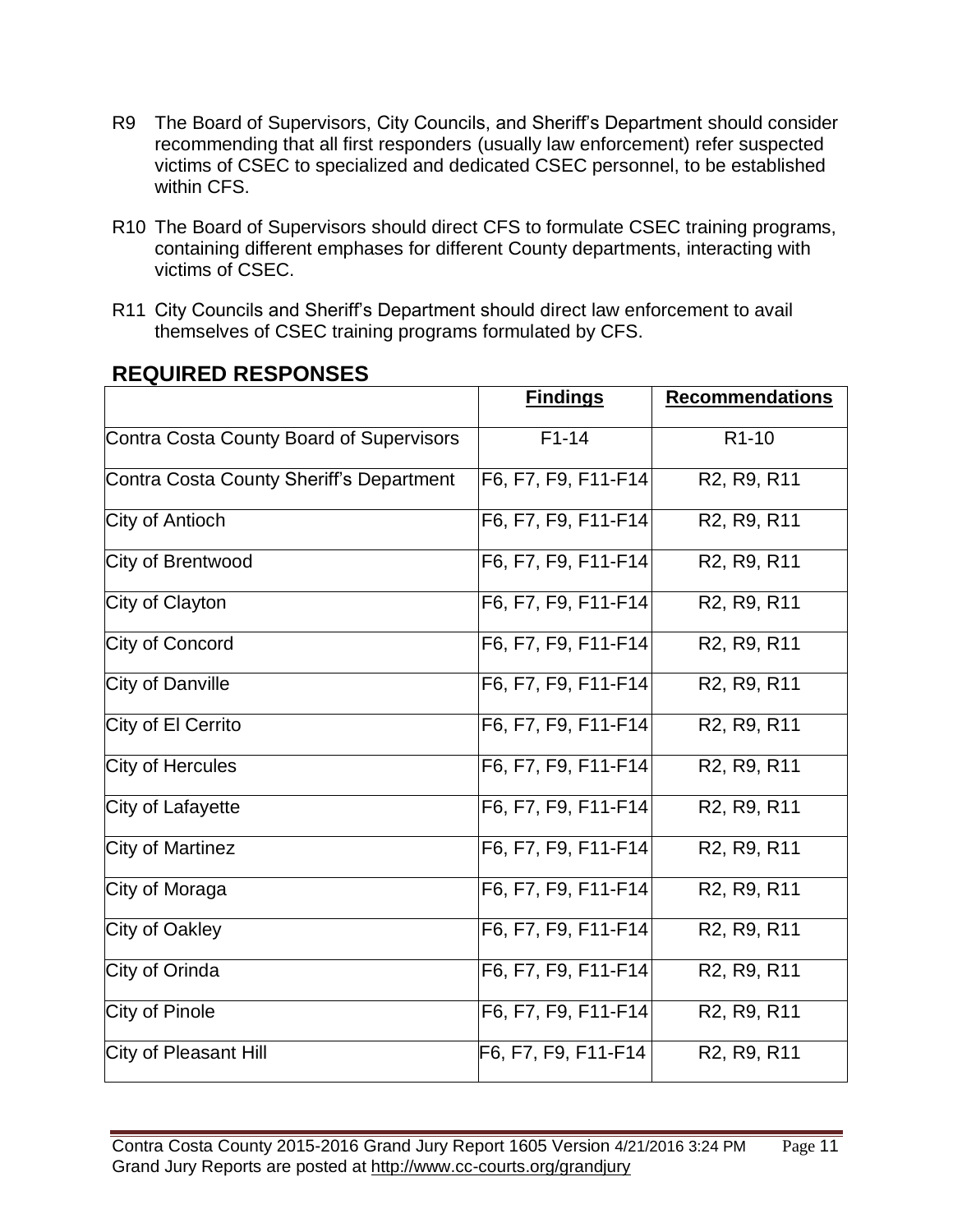R9 The Board of Supervisors, City Councils, and Sheriff's Department should consider recommending that all first responders (usually law enforcement) refer suspected victims of CSEC to specialized and dedicated CSEC personnel, to be established within CFS.

R10 The Board of Supervisors should direct CFS to formulate CSEC training programs, containing different emphases for different County departments, interacting with victims of CSEC.

R11 City Councils and Sheriff's Department should direct law enforcement to avail themselves of CSEC training programs formulated by CFS.

## REQUIRED RESPONSES

| | **Findings** | **Recommendations** |
|---|---|---|
| Contra Costa County Board of Supervisors | F1-14 | R1-10 |
| Contra Costa County Sheriff's Department | F6, F7, F9, F11-F14 | R2, R9, R11 |
| City of Antioch | F6, F7, F9, F11-F14 | R2, R9, R11 |
| City of Brentwood | F6, F7, F9, F11-F14 | R2, R9, R11 |
| City of Clayton | F6, F7, F9, F11-F14 | R2, R9, R11 |
| City of Concord | F6, F7, F9, F11-F14 | R2, R9, R11 |
| City of Danville | F6, F7, F9, F11-F14 | R2, R9, R11 |
| City of El Cerrito | F6, F7, F9, F11-F14 | R2, R9, R11 |
| City of Hercules | F6, F7, F9, F11-F14 | R2, R9, R11 |
| City of Lafayette | F6, F7, F9, F11-F14 | R2, R9, R11 |
| City of Martinez | F6, F7, F9, F11-F14 | R2, R9, R11 |
| City of Moraga | F6, F7, F9, F11-F14 | R2, R9, R11 |
| City of Oakley | F6, F7, F9, F11-F14 | R2, R9, R11 |
| City of Orinda | F6, F7, F9, F11-F14 | R2, R9, R11 |
| City of Pinole | F6, F7, F9, F11-F14 | R2, R9, R11 |
| City of Pleasant Hill | F6, F7, F9, F11-F14 | R2, R9, R11 |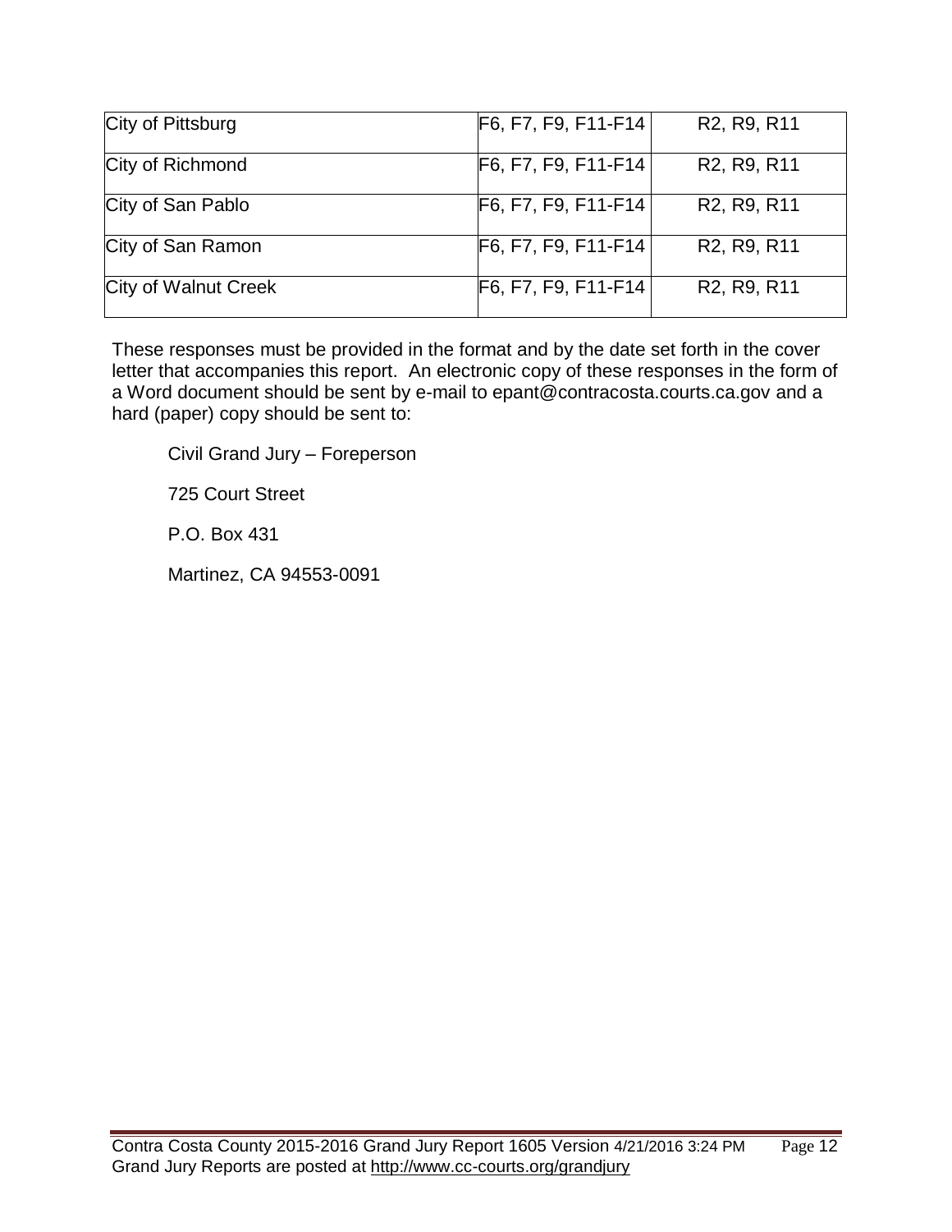| | | |
|---|---|---|
| City of Pittsburg | F6, F7, F9, F11-F14 | R2, R9, R11 |
| City of Richmond | F6, F7, F9, F11-F14 | R2, R9, R11 |
| City of San Pablo | F6, F7, F9, F11-F14 | R2, R9, R11 |
| City of San Ramon | F6, F7, F9, F11-F14 | R2, R9, R11 |
| City of Walnut Creek | F6, F7, F9, F11-F14 | R2, R9, R11 |

These responses must be provided in the format and by the date set forth in the cover letter that accompanies this report. An electronic copy of these responses in the form of a Word document should be sent by e-mail to epant@contracosta.courts.ca.gov and a hard (paper) copy should be sent to:

Civil Grand Jury – Foreperson

725 Court Street

P.O. Box 431

Martinez, CA 94553-0091